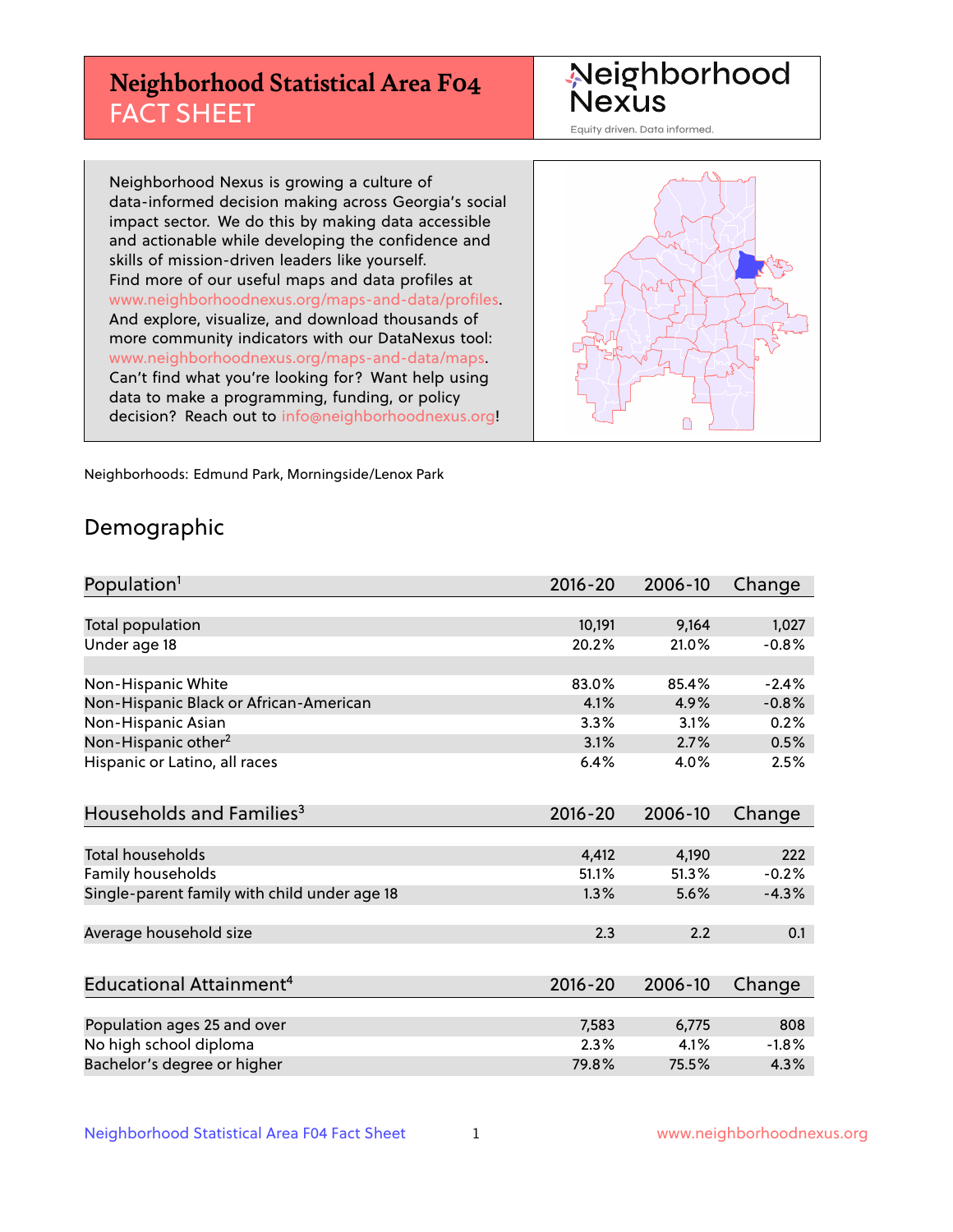# Neighborhood Statistical Area F04 FACT SHEET

Neighborhood Nexus

Equity driven. Data informed.

Neighborhood Nexus is growing a culture of data-informed decision making across Georgia's social impact sector. We do this by making data accessible and actionable while developing the confidence and skills of mission-driven leaders like yourself. Find more of our useful maps and data profiles at www.neighborhoodnexus.org/maps-and-data/profiles. And explore, visualize, and download thousands of more community indicators with our DataNexus tool: www.neighborhoodnexus.org/maps-and-data/maps. Can't find what you're looking for? Want help using data to make a programming, funding, or policy decision? Reach out to info@neighborhoodnexus.org!

Neighborhoods: Edmund Park, Morningside/Lenox Park

## Demographic

| Population[1] | 2016-20 | 2006-10 | Change |
|---|---|---|---|
| Total population | 10,191 | 9,164 | 1,027 |
| Under age 18 | 20.2% | 21.0% | -0.8% |
| | | | |
| Non-Hispanic White | 83.0% | 85.4% | -2.4% |
| Non-Hispanic Black or African-American | 4.1% | 4.9% | -0.8% |
| Non-Hispanic Asian | 3.3% | 3.1% | 0.2% |
| Non-Hispanic other[2] | 3.1% | 2.7% | 0.5% |
| Hispanic or Latino, all races | 6.4% | 4.0% | 2.5% |

| Households and Families[3] | 2016-20 | 2006-10 | Change |
|---|---|---|---|
| Total households | 4,412 | 4,190 | 222 |
| Family households | 51.1% | 51.3% | -0.2% |
| Single-parent family with child under age 18 | 1.3% | 5.6% | -4.3% |
| | | | |
| Average household size | 2.3 | 2.2 | 0.1 |

| Educational Attainment[4] | 2016-20 | 2006-10 | Change |
|---|---|---|---|
| Population ages 25 and over | 7,583 | 6,775 | 808 |
| No high school diploma | 2.3% | 4.1% | -1.8% |
| Bachelor's degree or higher | 79.8% | 75.5% | 4.3% |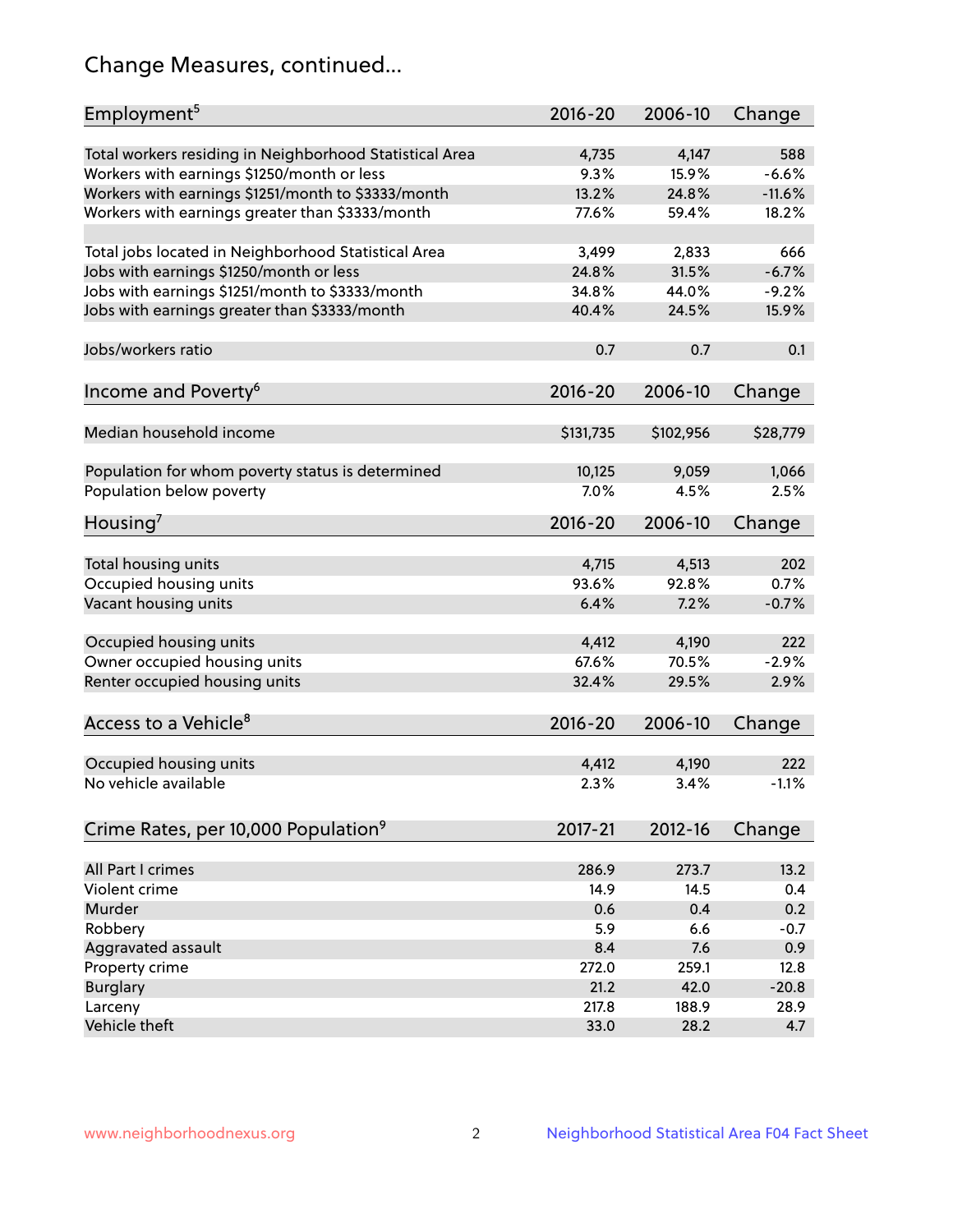# Change Measures, continued...

| Employment[5] | 2016-20 | 2006-10 | Change |
|---|---|---|---|
| Total workers residing in Neighborhood Statistical Area | 4,735 | 4,147 | 588 |
| Workers with earnings $1250/month or less | 9.3% | 15.9% | -6.6% |
| Workers with earnings $1251/month to $3333/month | 13.2% | 24.8% | -11.6% |
| Workers with earnings greater than $3333/month | 77.6% | 59.4% | 18.2% |
| | | | |
| Total jobs located in Neighborhood Statistical Area | 3,499 | 2,833 | 666 |
| Jobs with earnings $1250/month or less | 24.8% | 31.5% | -6.7% |
| Jobs with earnings $1251/month to $3333/month | 34.8% | 44.0% | -9.2% |
| Jobs with earnings greater than $3333/month | 40.4% | 24.5% | 15.9% |
| | | | |
| Jobs/workers ratio | 0.7 | 0.7 | 0.1 |

| Income and Poverty[6] | 2016-20 | 2006-10 | Change |
|---|---|---|---|
| Median household income | $131,735 | $102,956 | $28,779 |
| | | | |
| Population for whom poverty status is determined | 10,125 | 9,059 | 1,066 |
| Population below poverty | 7.0% | 4.5% | 2.5% |

| Housing[7] | 2016-20 | 2006-10 | Change |
|---|---|---|---|
| Total housing units | 4,715 | 4,513 | 202 |
| Occupied housing units | 93.6% | 92.8% | 0.7% |
| Vacant housing units | 6.4% | 7.2% | -0.7% |
| | | | |
| Occupied housing units | 4,412 | 4,190 | 222 |
| Owner occupied housing units | 67.6% | 70.5% | -2.9% |
| Renter occupied housing units | 32.4% | 29.5% | 2.9% |

| Access to a Vehicle[8] | 2016-20 | 2006-10 | Change |
|---|---|---|---|
| Occupied housing units | 4,412 | 4,190 | 222 |
| No vehicle available | 2.3% | 3.4% | -1.1% |

| Crime Rates, per 10,000 Population[9] | 2017-21 | 2012-16 | Change |
|---|---|---|---|
| All Part I crimes | 286.9 | 273.7 | 13.2 |
| Violent crime | 14.9 | 14.5 | 0.4 |
| Murder | 0.6 | 0.4 | 0.2 |
| Robbery | 5.9 | 6.6 | -0.7 |
| Aggravated assault | 8.4 | 7.6 | 0.9 |
| Property crime | 272.0 | 259.1 | 12.8 |
| Burglary | 21.2 | 42.0 | -20.8 |
| Larceny | 217.8 | 188.9 | 28.9 |
| Vehicle theft | 33.0 | 28.2 | 4.7 |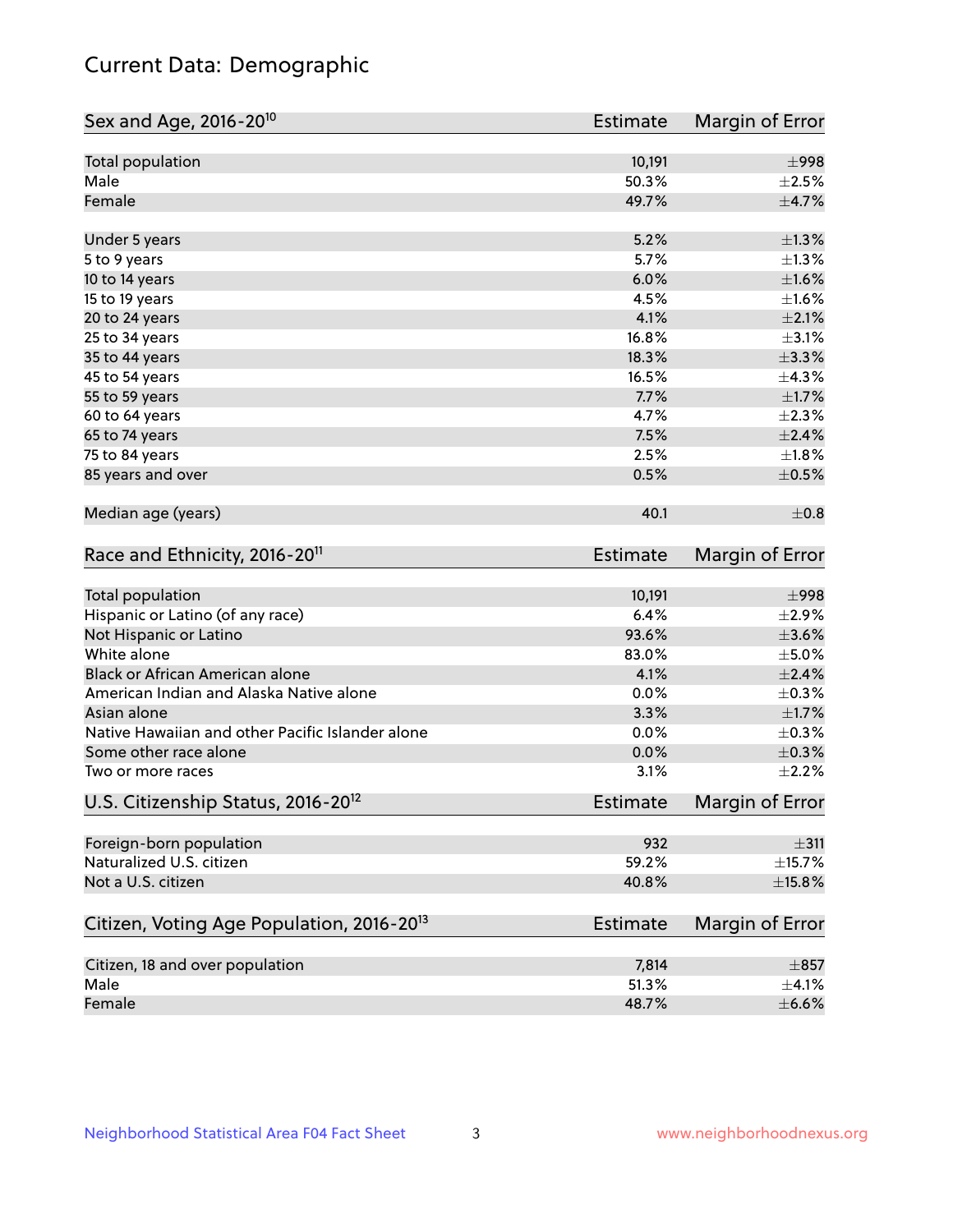# Current Data: Demographic

| Sex and Age, 2016-20[10] | Estimate | Margin of Error |
|---|---|---|
| Total population | 10,191 | ±998 |
| Male | 50.3% | ±2.5% |
| Female | 49.7% | ±4.7% |
| Under 5 years | 5.2% | ±1.3% |
| 5 to 9 years | 5.7% | ±1.3% |
| 10 to 14 years | 6.0% | ±1.6% |
| 15 to 19 years | 4.5% | ±1.6% |
| 20 to 24 years | 4.1% | ±2.1% |
| 25 to 34 years | 16.8% | ±3.1% |
| 35 to 44 years | 18.3% | ±3.3% |
| 45 to 54 years | 16.5% | ±4.3% |
| 55 to 59 years | 7.7% | ±1.7% |
| 60 to 64 years | 4.7% | ±2.3% |
| 65 to 74 years | 7.5% | ±2.4% |
| 75 to 84 years | 2.5% | ±1.8% |
| 85 years and over | 0.5% | ±0.5% |
| Median age (years) | 40.1 | ±0.8 |

| Race and Ethnicity, 2016-20[11] | Estimate | Margin of Error |
|---|---|---|
| Total population | 10,191 | ±998 |
| Hispanic or Latino (of any race) | 6.4% | ±2.9% |
| Not Hispanic or Latino | 93.6% | ±3.6% |
| White alone | 83.0% | ±5.0% |
| Black or African American alone | 4.1% | ±2.4% |
| American Indian and Alaska Native alone | 0.0% | ±0.3% |
| Asian alone | 3.3% | ±1.7% |
| Native Hawaiian and other Pacific Islander alone | 0.0% | ±0.3% |
| Some other race alone | 0.0% | ±0.3% |
| Two or more races | 3.1% | ±2.2% |

| U.S. Citizenship Status, 2016-20[12] | Estimate | Margin of Error |
|---|---|---|
| Foreign-born population | 932 | ±311 |
| Naturalized U.S. citizen | 59.2% | ±15.7% |
| Not a U.S. citizen | 40.8% | ±15.8% |

| Citizen, Voting Age Population, 2016-20[13] | Estimate | Margin of Error |
|---|---|---|
| Citizen, 18 and over population | 7,814 | ±857 |
| Male | 51.3% | ±4.1% |
| Female | 48.7% | ±6.6% |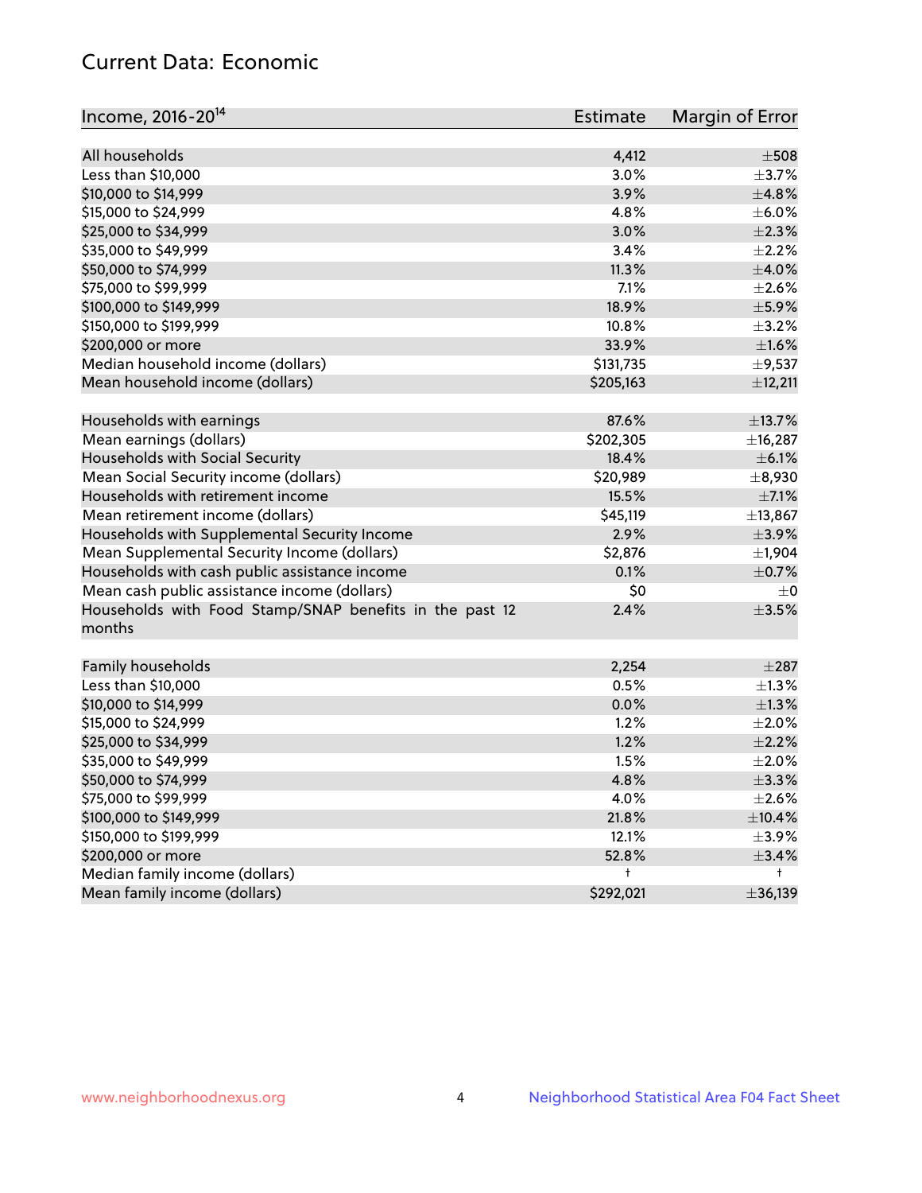## Current Data: Economic

| Income, 2016-20[14] | Estimate | Margin of Error |
|---|---|---|
| All households | 4,412 | ±508 |
| Less than $10,000 | 3.0% | ±3.7% |
| $10,000 to $14,999 | 3.9% | ±4.8% |
| $15,000 to $24,999 | 4.8% | ±6.0% |
| $25,000 to $34,999 | 3.0% | ±2.3% |
| $35,000 to $49,999 | 3.4% | ±2.2% |
| $50,000 to $74,999 | 11.3% | ±4.0% |
| $75,000 to $99,999 | 7.1% | ±2.6% |
| $100,000 to $149,999 | 18.9% | ±5.9% |
| $150,000 to $199,999 | 10.8% | ±3.2% |
| $200,000 or more | 33.9% | ±1.6% |
| Median household income (dollars) | $131,735 | ±9,537 |
| Mean household income (dollars) | $205,163 | ±12,211 |
| | | |
| Households with earnings | 87.6% | ±13.7% |
| Mean earnings (dollars) | $202,305 | ±16,287 |
| Households with Social Security | 18.4% | ±6.1% |
| Mean Social Security income (dollars) | $20,989 | ±8,930 |
| Households with retirement income | 15.5% | ±7.1% |
| Mean retirement income (dollars) | $45,119 | ±13,867 |
| Households with Supplemental Security Income | 2.9% | ±3.9% |
| Mean Supplemental Security Income (dollars) | $2,876 | ±1,904 |
| Households with cash public assistance income | 0.1% | ±0.7% |
| Mean cash public assistance income (dollars) | $0 | ±0 |
| Households with Food Stamp/SNAP benefits in the past 12 months | 2.4% | ±3.5% |
| | | |
| Family households | 2,254 | ±287 |
| Less than $10,000 | 0.5% | ±1.3% |
| $10,000 to $14,999 | 0.0% | ±1.3% |
| $15,000 to $24,999 | 1.2% | ±2.0% |
| $25,000 to $34,999 | 1.2% | ±2.2% |
| $35,000 to $49,999 | 1.5% | ±2.0% |
| $50,000 to $74,999 | 4.8% | ±3.3% |
| $75,000 to $99,999 | 4.0% | ±2.6% |
| $100,000 to $149,999 | 21.8% | ±10.4% |
| $150,000 to $199,999 | 12.1% | ±3.9% |
| $200,000 or more | 52.8% | ±3.4% |
| Median family income (dollars) | † | † |
| Mean family income (dollars) | $292,021 | ±36,139 |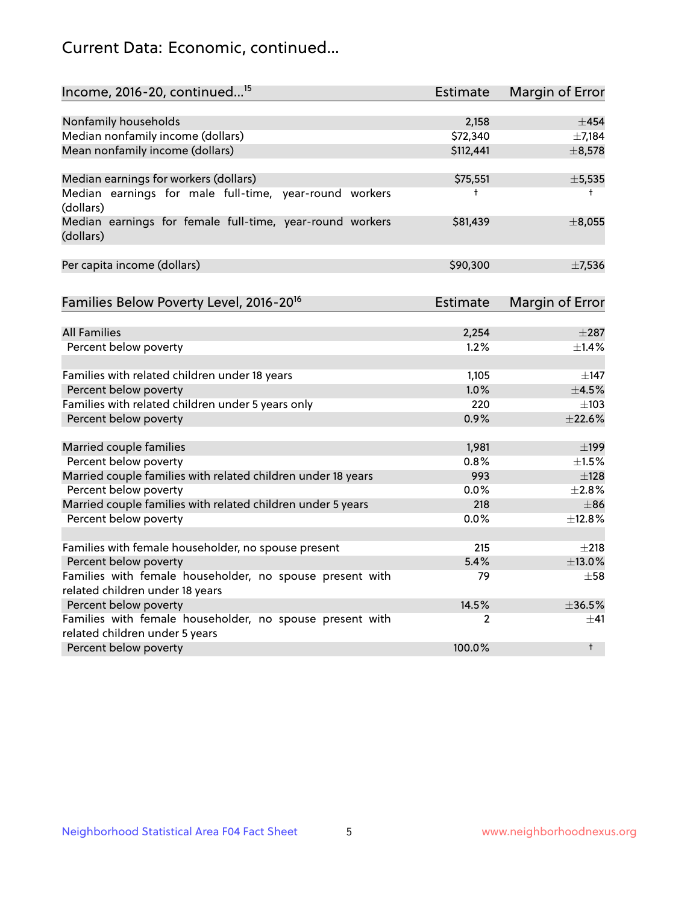## Current Data: Economic, continued...

| Income, 2016-20, continued...[15] | Estimate | Margin of Error |
|---|---|---|
| Nonfamily households | 2,158 | ±454 |
| Median nonfamily income (dollars) | $72,340 | ±7,184 |
| Mean nonfamily income (dollars) | $112,441 | ±8,578 |
| | | |
| Median earnings for workers (dollars) | $75,551 | ±5,535 |
| Median earnings for male full-time, year-round workers (dollars) | † | † |
| Median earnings for female full-time, year-round workers (dollars) | $81,439 | ±8,055 |
| | | |
| Per capita income (dollars) | $90,300 | ±7,536 |

| Families Below Poverty Level, 2016-20[16] | Estimate | Margin of Error |
|---|---|---|
| All Families | 2,254 | ±287 |
| Percent below poverty | 1.2% | ±1.4% |
| | | |
| Families with related children under 18 years | 1,105 | ±147 |
| Percent below poverty | 1.0% | ±4.5% |
| Families with related children under 5 years only | 220 | ±103 |
| Percent below poverty | 0.9% | ±22.6% |
| | | |
| Married couple families | 1,981 | ±199 |
| Percent below poverty | 0.8% | ±1.5% |
| Married couple families with related children under 18 years | 993 | ±128 |
| Percent below poverty | 0.0% | ±2.8% |
| Married couple families with related children under 5 years | 218 | ±86 |
| Percent below poverty | 0.0% | ±12.8% |
| | | |
| Families with female householder, no spouse present | 215 | ±218 |
| Percent below poverty | 5.4% | ±13.0% |
| Families with female householder, no spouse present with related children under 18 years | 79 | ±58 |
| Percent below poverty | 14.5% | ±36.5% |
| Families with female householder, no spouse present with related children under 5 years | 2 | ±41 |
| Percent below poverty | 100.0% | † |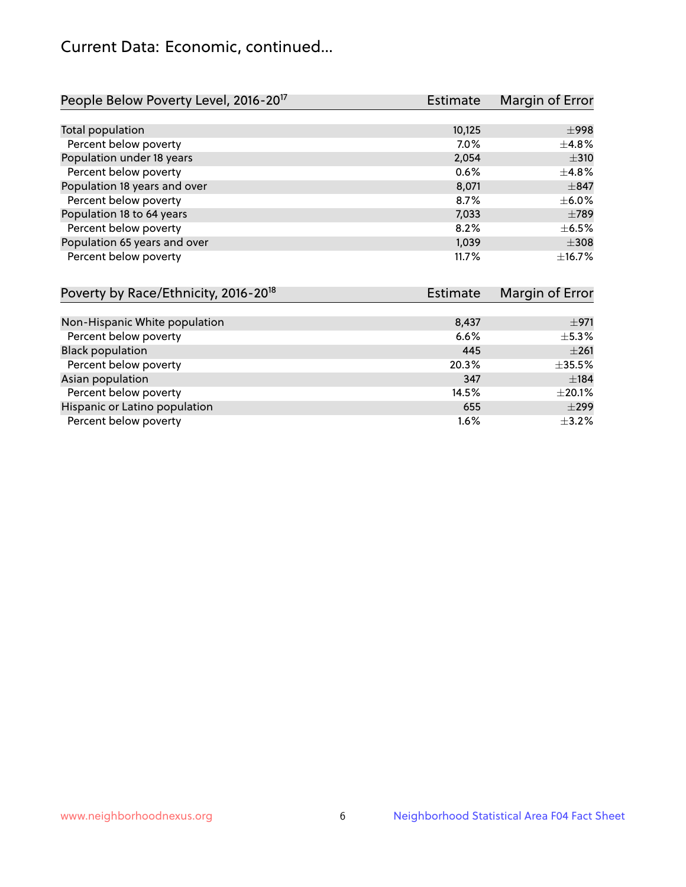# Current Data: Economic, continued...

| People Below Poverty Level, 2016-20[17] | Estimate | Margin of Error |
|---|---|---|
| Total population | 10,125 | ±998 |
| Percent below poverty | 7.0% | ±4.8% |
| Population under 18 years | 2,054 | ±310 |
| Percent below poverty | 0.6% | ±4.8% |
| Population 18 years and over | 8,071 | ±847 |
| Percent below poverty | 8.7% | ±6.0% |
| Population 18 to 64 years | 7,033 | ±789 |
| Percent below poverty | 8.2% | ±6.5% |
| Population 65 years and over | 1,039 | ±308 |
| Percent below poverty | 11.7% | ±16.7% |

| Poverty by Race/Ethnicity, 2016-20[18] | Estimate | Margin of Error |
|---|---|---|
| Non-Hispanic White population | 8,437 | ±971 |
| Percent below poverty | 6.6% | ±5.3% |
| Black population | 445 | ±261 |
| Percent below poverty | 20.3% | ±35.5% |
| Asian population | 347 | ±184 |
| Percent below poverty | 14.5% | ±20.1% |
| Hispanic or Latino population | 655 | ±299 |
| Percent below poverty | 1.6% | ±3.2% |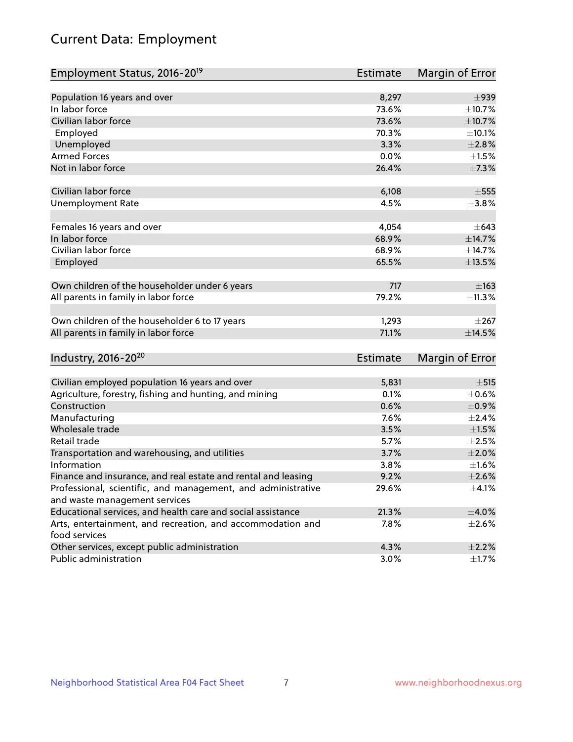# Current Data: Employment

| Employment Status, 2016-20[19] | Estimate | Margin of Error |
|---|---|---|
| Population 16 years and over | 8,297 | ±939 |
| In labor force | 73.6% | ±10.7% |
| Civilian labor force | 73.6% | ±10.7% |
| Employed | 70.3% | ±10.1% |
| Unemployed | 3.3% | ±2.8% |
| Armed Forces | 0.0% | ±1.5% |
| Not in labor force | 26.4% | ±7.3% |
| | | |
| Civilian labor force | 6,108 | ±555 |
| Unemployment Rate | 4.5% | ±3.8% |
| | | |
| Females 16 years and over | 4,054 | ±643 |
| In labor force | 68.9% | ±14.7% |
| Civilian labor force | 68.9% | ±14.7% |
| Employed | 65.5% | ±13.5% |
| | | |
| Own children of the householder under 6 years | 717 | ±163 |
| All parents in family in labor force | 79.2% | ±11.3% |
| | | |
| Own children of the householder 6 to 17 years | 1,293 | ±267 |
| All parents in family in labor force | 71.1% | ±14.5% |

| Industry, 2016-20[20] | Estimate | Margin of Error |
|---|---|---|
| Civilian employed population 16 years and over | 5,831 | ±515 |
| Agriculture, forestry, fishing and hunting, and mining | 0.1% | ±0.6% |
| Construction | 0.6% | ±0.9% |
| Manufacturing | 7.6% | ±2.4% |
| Wholesale trade | 3.5% | ±1.5% |
| Retail trade | 5.7% | ±2.5% |
| Transportation and warehousing, and utilities | 3.7% | ±2.0% |
| Information | 3.8% | ±1.6% |
| Finance and insurance, and real estate and rental and leasing | 9.2% | ±2.6% |
| Professional, scientific, and management, and administrative and waste management services | 29.6% | ±4.1% |
| Educational services, and health care and social assistance | 21.3% | ±4.0% |
| Arts, entertainment, and recreation, and accommodation and food services | 7.8% | ±2.6% |
| Other services, except public administration | 4.3% | ±2.2% |
| Public administration | 3.0% | ±1.7% |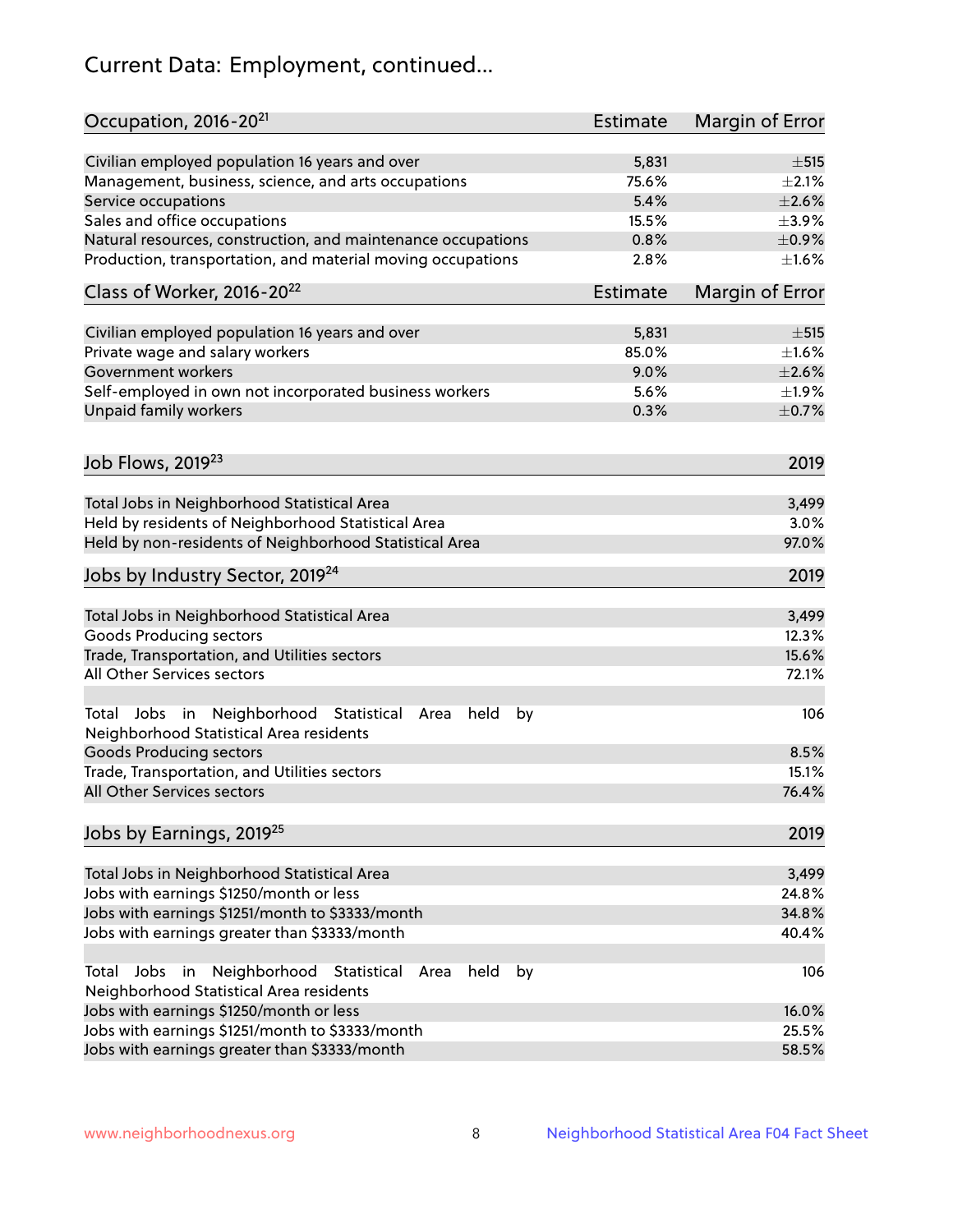# Current Data: Employment, continued...

| Occupation, 2016-20[21] | Estimate | Margin of Error |
|---|---|---|
| Civilian employed population 16 years and over | 5,831 | ±515 |
| Management, business, science, and arts occupations | 75.6% | ±2.1% |
| Service occupations | 5.4% | ±2.6% |
| Sales and office occupations | 15.5% | ±3.9% |
| Natural resources, construction, and maintenance occupations | 0.8% | ±0.9% |
| Production, transportation, and material moving occupations | 2.8% | ±1.6% |

| Class of Worker, 2016-20[22] | Estimate | Margin of Error |
|---|---|---|
| Civilian employed population 16 years and over | 5,831 | ±515 |
| Private wage and salary workers | 85.0% | ±1.6% |
| Government workers | 9.0% | ±2.6% |
| Self-employed in own not incorporated business workers | 5.6% | ±1.9% |
| Unpaid family workers | 0.3% | ±0.7% |

| Job Flows, 2019[23] | 2019 |
|---|---|
| Total Jobs in Neighborhood Statistical Area | 3,499 |
| Held by residents of Neighborhood Statistical Area | 3.0% |
| Held by non-residents of Neighborhood Statistical Area | 97.0% |

| Jobs by Industry Sector, 2019[24] | 2019 |
|---|---|
| Total Jobs in Neighborhood Statistical Area | 3,499 |
| Goods Producing sectors | 12.3% |
| Trade, Transportation, and Utilities sectors | 15.6% |
| All Other Services sectors | 72.1% |
| | |
| Total Jobs in Neighborhood Statistical Area held by Neighborhood Statistical Area residents | 106 |
| Goods Producing sectors | 8.5% |
| Trade, Transportation, and Utilities sectors | 15.1% |
| All Other Services sectors | 76.4% |

| Jobs by Earnings, 2019[25] | 2019 |
|---|---|
| Total Jobs in Neighborhood Statistical Area | 3,499 |
| Jobs with earnings $1250/month or less | 24.8% |
| Jobs with earnings $1251/month to $3333/month | 34.8% |
| Jobs with earnings greater than $3333/month | 40.4% |
| | |
| Total Jobs in Neighborhood Statistical Area held by Neighborhood Statistical Area residents | 106 |
| Jobs with earnings $1250/month or less | 16.0% |
| Jobs with earnings $1251/month to $3333/month | 25.5% |
| Jobs with earnings greater than $3333/month | 58.5% |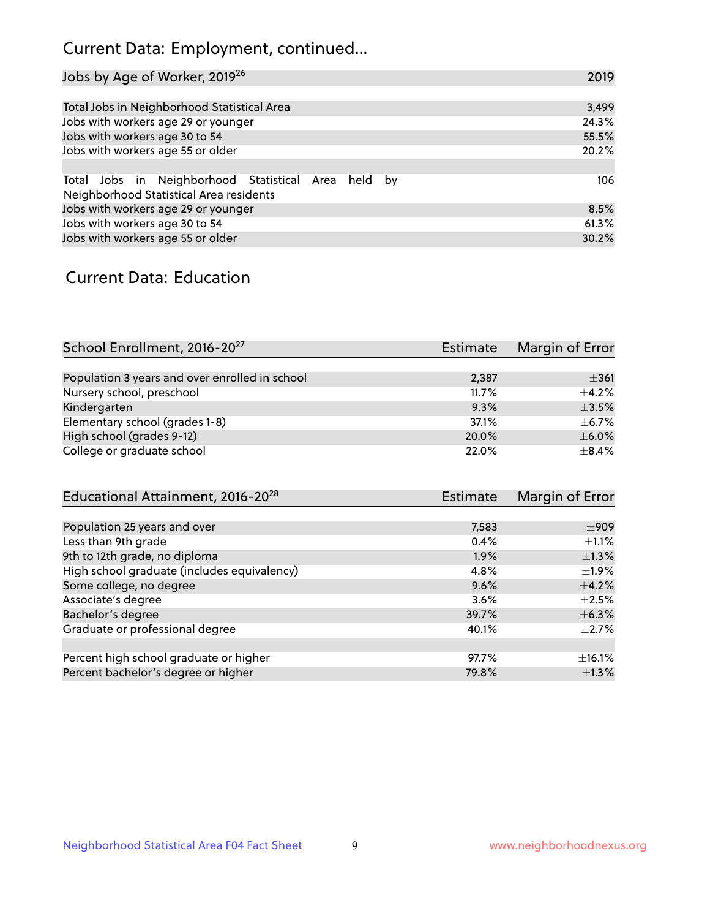## Current Data: Employment, continued...

| Jobs by Age of Worker, 2019[26] | 2019 |
|---|---|
| Total Jobs in Neighborhood Statistical Area | 3,499 |
| Jobs with workers age 29 or younger | 24.3% |
| Jobs with workers age 30 to 54 | 55.5% |
| Jobs with workers age 55 or older | 20.2% |
| | |
| Total Jobs in Neighborhood Statistical Area held by Neighborhood Statistical Area residents | 106 |
| Jobs with workers age 29 or younger | 8.5% |
| Jobs with workers age 30 to 54 | 61.3% |
| Jobs with workers age 55 or older | 30.2% |

## Current Data: Education

| School Enrollment, 2016-20[27] | Estimate | Margin of Error |
|---|---|---|
| Population 3 years and over enrolled in school | 2,387 | ±361 |
| Nursery school, preschool | 11.7% | ±4.2% |
| Kindergarten | 9.3% | ±3.5% |
| Elementary school (grades 1-8) | 37.1% | ±6.7% |
| High school (grades 9-12) | 20.0% | ±6.0% |
| College or graduate school | 22.0% | ±8.4% |

| Educational Attainment, 2016-20[28] | Estimate | Margin of Error |
|---|---|---|
| Population 25 years and over | 7,583 | ±909 |
| Less than 9th grade | 0.4% | ±1.1% |
| 9th to 12th grade, no diploma | 1.9% | ±1.3% |
| High school graduate (includes equivalency) | 4.8% | ±1.9% |
| Some college, no degree | 9.6% | ±4.2% |
| Associate's degree | 3.6% | ±2.5% |
| Bachelor's degree | 39.7% | ±6.3% |
| Graduate or professional degree | 40.1% | ±2.7% |
| | | |
| Percent high school graduate or higher | 97.7% | ±16.1% |
| Percent bachelor's degree or higher | 79.8% | ±1.3% |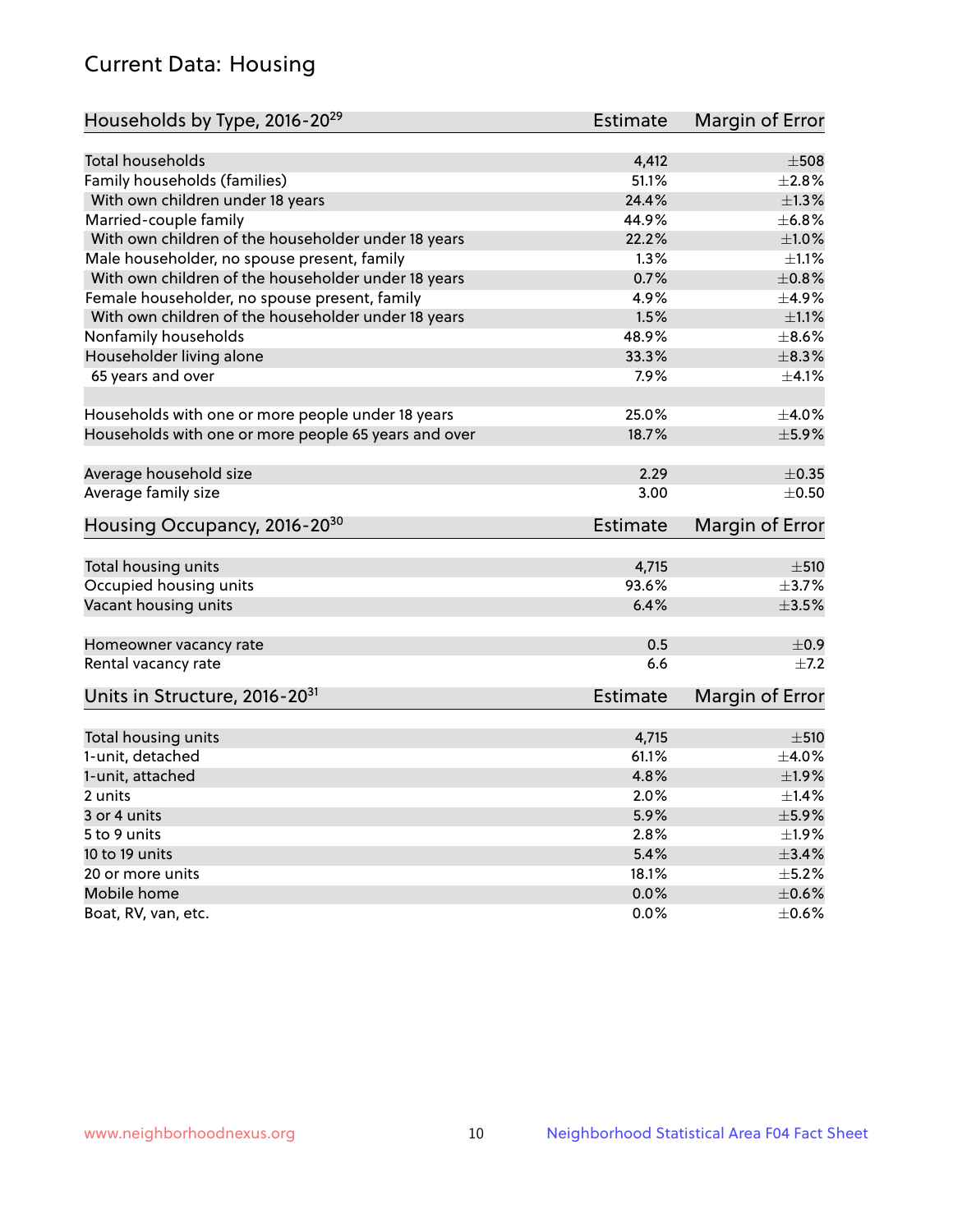# Current Data: Housing

| Households by Type, 2016-20[29] | Estimate | Margin of Error |
|---|---|---|
| Total households | 4,412 | ±508 |
| Family households (families) | 51.1% | ±2.8% |
| With own children under 18 years | 24.4% | ±1.3% |
| Married-couple family | 44.9% | ±6.8% |
| With own children of the householder under 18 years | 22.2% | ±1.0% |
| Male householder, no spouse present, family | 1.3% | ±1.1% |
| With own children of the householder under 18 years | 0.7% | ±0.8% |
| Female householder, no spouse present, family | 4.9% | ±4.9% |
| With own children of the householder under 18 years | 1.5% | ±1.1% |
| Nonfamily households | 48.9% | ±8.6% |
| Householder living alone | 33.3% | ±8.3% |
| 65 years and over | 7.9% | ±4.1% |
| | | |
| Households with one or more people under 18 years | 25.0% | ±4.0% |
| Households with one or more people 65 years and over | 18.7% | ±5.9% |
| | | |
| Average household size | 2.29 | ±0.35 |
| Average family size | 3.00 | ±0.50 |

| Housing Occupancy, 2016-20[30] | Estimate | Margin of Error |
|---|---|---|
| Total housing units | 4,715 | ±510 |
| Occupied housing units | 93.6% | ±3.7% |
| Vacant housing units | 6.4% | ±3.5% |
| | | |
| Homeowner vacancy rate | 0.5 | ±0.9 |
| Rental vacancy rate | 6.6 | ±7.2 |

| Units in Structure, 2016-20[31] | Estimate | Margin of Error |
|---|---|---|
| Total housing units | 4,715 | ±510 |
| 1-unit, detached | 61.1% | ±4.0% |
| 1-unit, attached | 4.8% | ±1.9% |
| 2 units | 2.0% | ±1.4% |
| 3 or 4 units | 5.9% | ±5.9% |
| 5 to 9 units | 2.8% | ±1.9% |
| 10 to 19 units | 5.4% | ±3.4% |
| 20 or more units | 18.1% | ±5.2% |
| Mobile home | 0.0% | ±0.6% |
| Boat, RV, van, etc. | 0.0% | ±0.6% |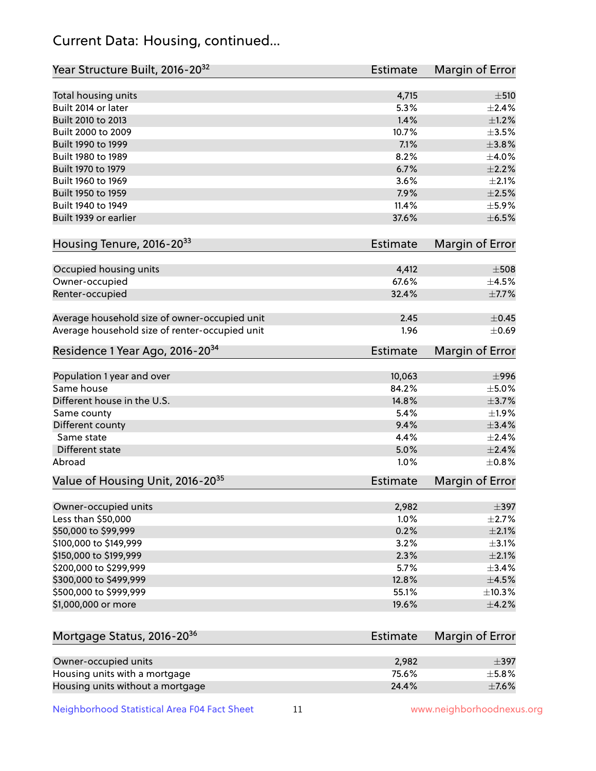## Current Data: Housing, continued...

| Year Structure Built, 2016-20[32] | Estimate | Margin of Error |
|---|---|---|
| Total housing units | 4,715 | ±510 |
| Built 2014 or later | 5.3% | ±2.4% |
| Built 2010 to 2013 | 1.4% | ±1.2% |
| Built 2000 to 2009 | 10.7% | ±3.5% |
| Built 1990 to 1999 | 7.1% | ±3.8% |
| Built 1980 to 1989 | 8.2% | ±4.0% |
| Built 1970 to 1979 | 6.7% | ±2.2% |
| Built 1960 to 1969 | 3.6% | ±2.1% |
| Built 1950 to 1959 | 7.9% | ±2.5% |
| Built 1940 to 1949 | 11.4% | ±5.9% |
| Built 1939 or earlier | 37.6% | ±6.5% |

| Housing Tenure, 2016-20[33] | Estimate | Margin of Error |
|---|---|---|
| Occupied housing units | 4,412 | ±508 |
| Owner-occupied | 67.6% | ±4.5% |
| Renter-occupied | 32.4% | ±7.7% |
| | | |
| Average household size of owner-occupied unit | 2.45 | ±0.45 |
| Average household size of renter-occupied unit | 1.96 | ±0.69 |

| Residence 1 Year Ago, 2016-20[34] | Estimate | Margin of Error |
|---|---|---|
| Population 1 year and over | 10,063 | ±996 |
| Same house | 84.2% | ±5.0% |
| Different house in the U.S. | 14.8% | ±3.7% |
| Same county | 5.4% | ±1.9% |
| Different county | 9.4% | ±3.4% |
| Same state | 4.4% | ±2.4% |
| Different state | 5.0% | ±2.4% |
| Abroad | 1.0% | ±0.8% |

| Value of Housing Unit, 2016-20[35] | Estimate | Margin of Error |
|---|---|---|
| Owner-occupied units | 2,982 | ±397 |
| Less than $50,000 | 1.0% | ±2.7% |
| $50,000 to $99,999 | 0.2% | ±2.1% |
| $100,000 to $149,999 | 3.2% | ±3.1% |
| $150,000 to $199,999 | 2.3% | ±2.1% |
| $200,000 to $299,999 | 5.7% | ±3.4% |
| $300,000 to $499,999 | 12.8% | ±4.5% |
| $500,000 to $999,999 | 55.1% | ±10.3% |
| $1,000,000 or more | 19.6% | ±4.2% |

| Mortgage Status, 2016-20[36] | Estimate | Margin of Error |
|---|---|---|
| Owner-occupied units | 2,982 | ±397 |
| Housing units with a mortgage | 75.6% | ±5.8% |
| Housing units without a mortgage | 24.4% | ±7.6% |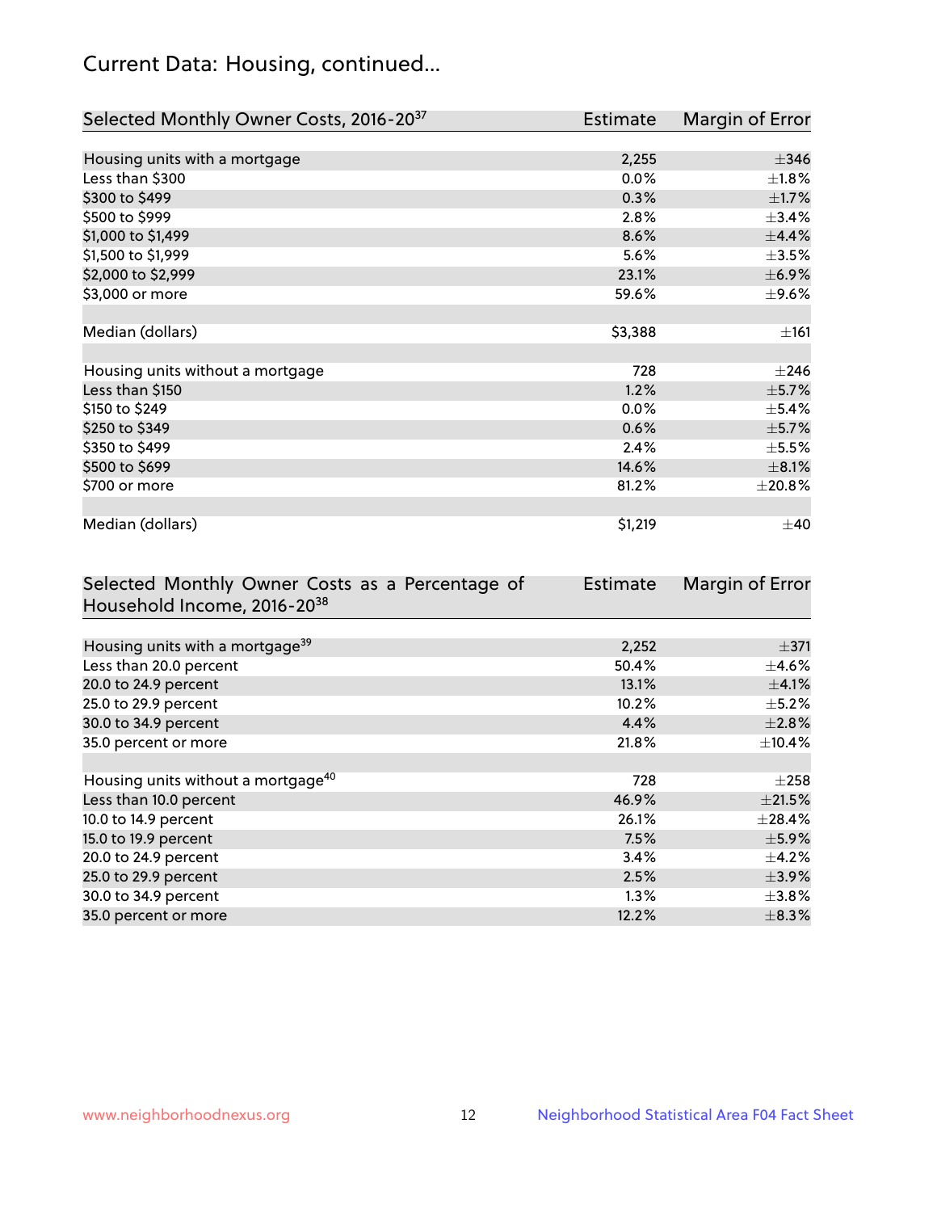## Current Data: Housing, continued...

| Selected Monthly Owner Costs, 2016-20[37] | Estimate | Margin of Error |
|---|---|---|
| Housing units with a mortgage | 2,255 | ±346 |
| Less than $300 | 0.0% | ±1.8% |
| $300 to $499 | 0.3% | ±1.7% |
| $500 to $999 | 2.8% | ±3.4% |
| $1,000 to $1,499 | 8.6% | ±4.4% |
| $1,500 to $1,999 | 5.6% | ±3.5% |
| $2,000 to $2,999 | 23.1% | ±6.9% |
| $3,000 or more | 59.6% | ±9.6% |
| | | |
| Median (dollars) | $3,388 | ±161 |
| | | |
| Housing units without a mortgage | 728 | ±246 |
| Less than $150 | 1.2% | ±5.7% |
| $150 to $249 | 0.0% | ±5.4% |
| $250 to $349 | 0.6% | ±5.7% |
| $350 to $499 | 2.4% | ±5.5% |
| $500 to $699 | 14.6% | ±8.1% |
| $700 or more | 81.2% | ±20.8% |
| | | |
| Median (dollars) | $1,219 | ±40 |

| Selected Monthly Owner Costs as a Percentage of Household Income, 2016-20[38] | Estimate | Margin of Error |
|---|---|---|
| Housing units with a mortgage[39] | 2,252 | ±371 |
| Less than 20.0 percent | 50.4% | ±4.6% |
| 20.0 to 24.9 percent | 13.1% | ±4.1% |
| 25.0 to 29.9 percent | 10.2% | ±5.2% |
| 30.0 to 34.9 percent | 4.4% | ±2.8% |
| 35.0 percent or more | 21.8% | ±10.4% |
| | | |
| Housing units without a mortgage[40] | 728 | ±258 |
| Less than 10.0 percent | 46.9% | ±21.5% |
| 10.0 to 14.9 percent | 26.1% | ±28.4% |
| 15.0 to 19.9 percent | 7.5% | ±5.9% |
| 20.0 to 24.9 percent | 3.4% | ±4.2% |
| 25.0 to 29.9 percent | 2.5% | ±3.9% |
| 30.0 to 34.9 percent | 1.3% | ±3.8% |
| 35.0 percent or more | 12.2% | ±8.3% |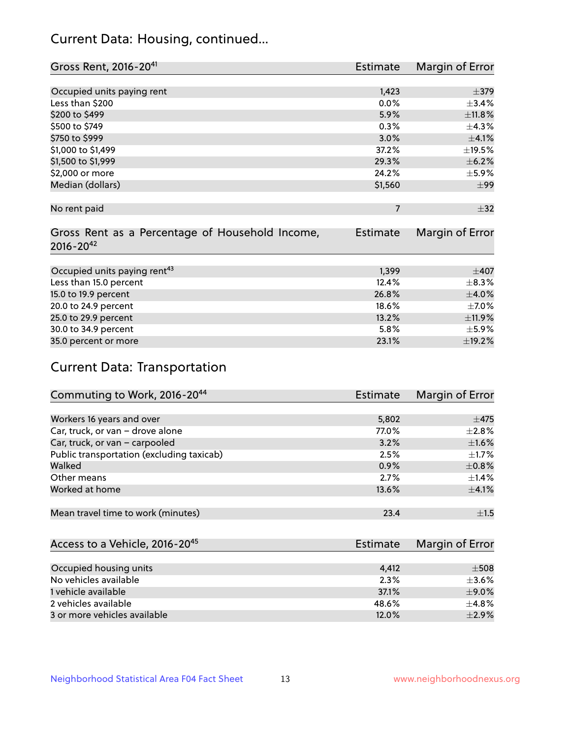## Current Data: Housing, continued...

| Gross Rent, 2016-20[41] | Estimate | Margin of Error |
|---|---|---|
| Occupied units paying rent | 1,423 | ±379 |
| Less than $200 | 0.0% | ±3.4% |
| $200 to $499 | 5.9% | ±11.8% |
| $500 to $749 | 0.3% | ±4.3% |
| $750 to $999 | 3.0% | ±4.1% |
| $1,000 to $1,499 | 37.2% | ±19.5% |
| $1,500 to $1,999 | 29.3% | ±6.2% |
| $2,000 or more | 24.2% | ±5.9% |
| Median (dollars) | $1,560 | ±99 |
| No rent paid | 7 | ±32 |

| Gross Rent as a Percentage of Household Income, 2016-20[42] | Estimate | Margin of Error |
|---|---|---|
| Occupied units paying rent[43] | 1,399 | ±407 |
| Less than 15.0 percent | 12.4% | ±8.3% |
| 15.0 to 19.9 percent | 26.8% | ±4.0% |
| 20.0 to 24.9 percent | 18.6% | ±7.0% |
| 25.0 to 29.9 percent | 13.2% | ±11.9% |
| 30.0 to 34.9 percent | 5.8% | ±5.9% |
| 35.0 percent or more | 23.1% | ±19.2% |

## Current Data: Transportation

| Commuting to Work, 2016-20[44] | Estimate | Margin of Error |
|---|---|---|
| Workers 16 years and over | 5,802 | ±475 |
| Car, truck, or van – drove alone | 77.0% | ±2.8% |
| Car, truck, or van – carpooled | 3.2% | ±1.6% |
| Public transportation (excluding taxicab) | 2.5% | ±1.7% |
| Walked | 0.9% | ±0.8% |
| Other means | 2.7% | ±1.4% |
| Worked at home | 13.6% | ±4.1% |
| Mean travel time to work (minutes) | 23.4 | ±1.5 |

| Access to a Vehicle, 2016-20[45] | Estimate | Margin of Error |
|---|---|---|
| Occupied housing units | 4,412 | ±508 |
| No vehicles available | 2.3% | ±3.6% |
| 1 vehicle available | 37.1% | ±9.0% |
| 2 vehicles available | 48.6% | ±4.8% |
| 3 or more vehicles available | 12.0% | ±2.9% |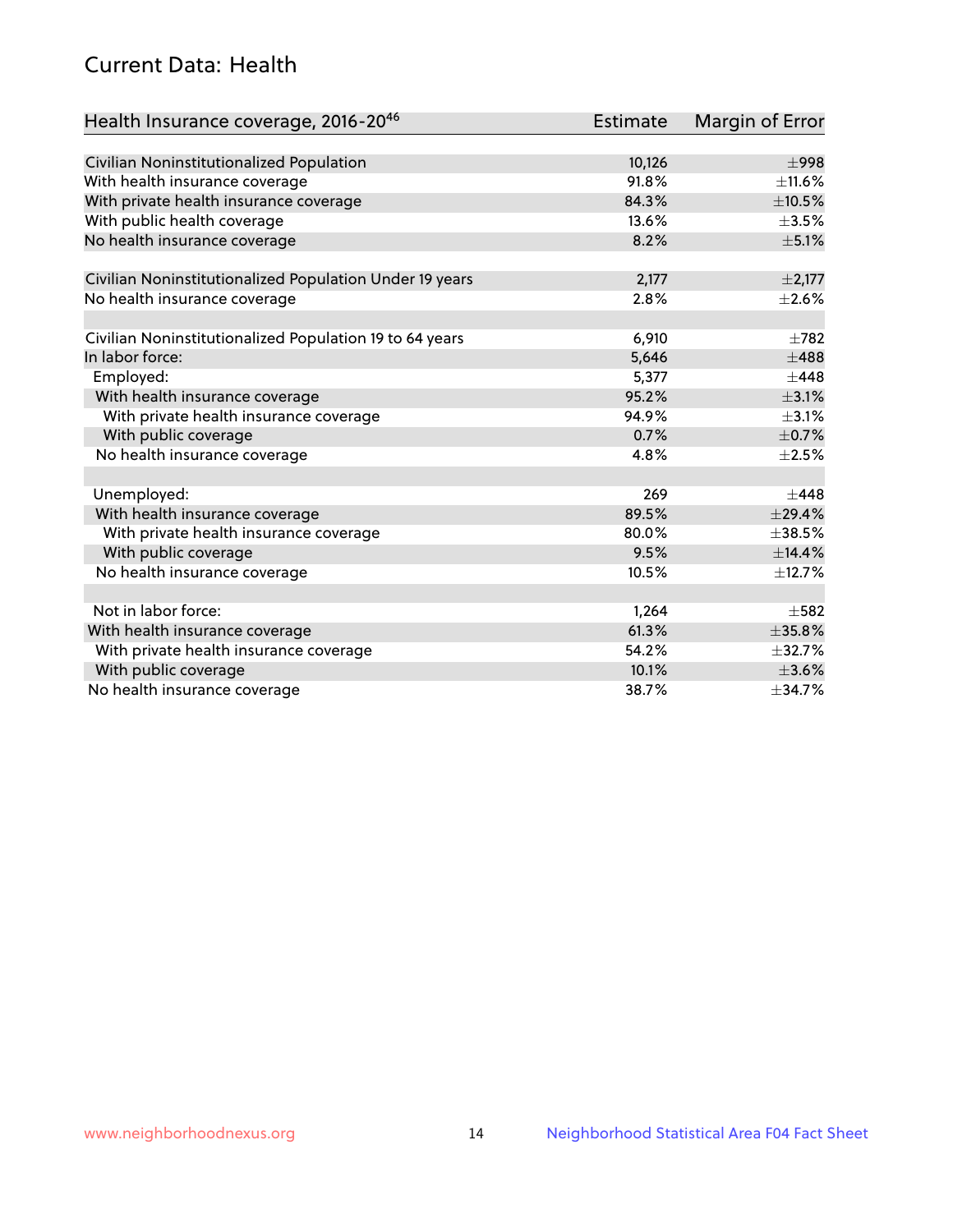## Current Data: Health

| Health Insurance coverage, 2016-20[46] | Estimate | Margin of Error |
|---|---|---|
| Civilian Noninstitutionalized Population | 10,126 | ±998 |
| With health insurance coverage | 91.8% | ±11.6% |
| With private health insurance coverage | 84.3% | ±10.5% |
| With public health coverage | 13.6% | ±3.5% |
| No health insurance coverage | 8.2% | ±5.1% |
| | | |
| Civilian Noninstitutionalized Population Under 19 years | 2,177 | ±2,177 |
| No health insurance coverage | 2.8% | ±2.6% |
| | | |
| Civilian Noninstitutionalized Population 19 to 64 years | 6,910 | ±782 |
| In labor force: | 5,646 | ±488 |
| Employed: | 5,377 | ±448 |
| With health insurance coverage | 95.2% | ±3.1% |
| With private health insurance coverage | 94.9% | ±3.1% |
| With public coverage | 0.7% | ±0.7% |
| No health insurance coverage | 4.8% | ±2.5% |
| | | |
| Unemployed: | 269 | ±448 |
| With health insurance coverage | 89.5% | ±29.4% |
| With private health insurance coverage | 80.0% | ±38.5% |
| With public coverage | 9.5% | ±14.4% |
| No health insurance coverage | 10.5% | ±12.7% |
| | | |
| Not in labor force: | 1,264 | ±582 |
| With health insurance coverage | 61.3% | ±35.8% |
| With private health insurance coverage | 54.2% | ±32.7% |
| With public coverage | 10.1% | ±3.6% |
| No health insurance coverage | 38.7% | ±34.7% |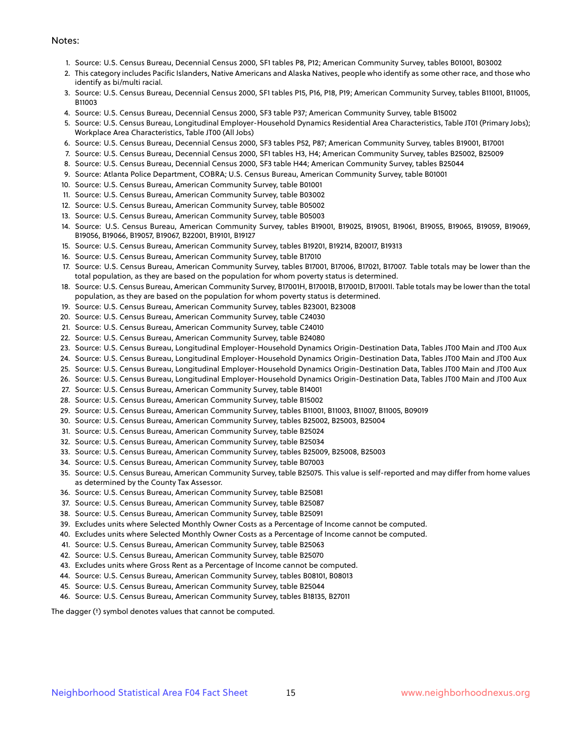Notes:

1. Source: U.S. Census Bureau, Decennial Census 2000, SF1 tables P8, P12; American Community Survey, tables B01001, B03002
2. This category includes Pacific Islanders, Native Americans and Alaska Natives, people who identify as some other race, and those who identify as bi/multi racial.
3. Source: U.S. Census Bureau, Decennial Census 2000, SF1 tables P15, P16, P18, P19; American Community Survey, tables B11001, B11005, B11003
4. Source: U.S. Census Bureau, Decennial Census 2000, SF3 table P37; American Community Survey, table B15002
5. Source: U.S. Census Bureau, Longitudinal Employer-Household Dynamics Residential Area Characteristics, Table JT01 (Primary Jobs); Workplace Area Characteristics, Table JT00 (All Jobs)
6. Source: U.S. Census Bureau, Decennial Census 2000, SF3 tables P52, P87; American Community Survey, tables B19001, B17001
7. Source: U.S. Census Bureau, Decennial Census 2000, SF1 tables H3, H4; American Community Survey, tables B25002, B25009
8. Source: U.S. Census Bureau, Decennial Census 2000, SF3 table H44; American Community Survey, tables B25044
9. Source: Atlanta Police Department, COBRA; U.S. Census Bureau, American Community Survey, table B01001
10. Source: U.S. Census Bureau, American Community Survey, table B01001
11. Source: U.S. Census Bureau, American Community Survey, table B03002
12. Source: U.S. Census Bureau, American Community Survey, table B05002
13. Source: U.S. Census Bureau, American Community Survey, table B05003
14. Source: U.S. Census Bureau, American Community Survey, tables B19001, B19025, B19051, B19061, B19055, B19065, B19059, B19069, B19056, B19066, B19057, B19067, B22001, B19101, B19127
15. Source: U.S. Census Bureau, American Community Survey, tables B19201, B19214, B20017, B19313
16. Source: U.S. Census Bureau, American Community Survey, table B17010
17. Source: U.S. Census Bureau, American Community Survey, tables B17001, B17006, B17021, B17007. Table totals may be lower than the total population, as they are based on the population for whom poverty status is determined.
18. Source: U.S. Census Bureau, American Community Survey, B17001H, B17001B, B17001D, B17001I. Table totals may be lower than the total population, as they are based on the population for whom poverty status is determined.
19. Source: U.S. Census Bureau, American Community Survey, tables B23001, B23008
20. Source: U.S. Census Bureau, American Community Survey, table C24030
21. Source: U.S. Census Bureau, American Community Survey, table C24010
22. Source: U.S. Census Bureau, American Community Survey, table B24080
23. Source: U.S. Census Bureau, Longitudinal Employer-Household Dynamics Origin-Destination Data, Tables JT00 Main and JT00 Aux
24. Source: U.S. Census Bureau, Longitudinal Employer-Household Dynamics Origin-Destination Data, Tables JT00 Main and JT00 Aux
25. Source: U.S. Census Bureau, Longitudinal Employer-Household Dynamics Origin-Destination Data, Tables JT00 Main and JT00 Aux
26. Source: U.S. Census Bureau, Longitudinal Employer-Household Dynamics Origin-Destination Data, Tables JT00 Main and JT00 Aux
27. Source: U.S. Census Bureau, American Community Survey, table B14001
28. Source: U.S. Census Bureau, American Community Survey, table B15002
29. Source: U.S. Census Bureau, American Community Survey, tables B11001, B11003, B11007, B11005, B09019
30. Source: U.S. Census Bureau, American Community Survey, tables B25002, B25003, B25004
31. Source: U.S. Census Bureau, American Community Survey, table B25024
32. Source: U.S. Census Bureau, American Community Survey, table B25034
33. Source: U.S. Census Bureau, American Community Survey, tables B25009, B25008, B25003
34. Source: U.S. Census Bureau, American Community Survey, table B07003
35. Source: U.S. Census Bureau, American Community Survey, table B25075. This value is self-reported and may differ from home values as determined by the County Tax Assessor.
36. Source: U.S. Census Bureau, American Community Survey, table B25081
37. Source: U.S. Census Bureau, American Community Survey, table B25087
38. Source: U.S. Census Bureau, American Community Survey, table B25091
39. Excludes units where Selected Monthly Owner Costs as a Percentage of Income cannot be computed.
40. Excludes units where Selected Monthly Owner Costs as a Percentage of Income cannot be computed.
41. Source: U.S. Census Bureau, American Community Survey, table B25063
42. Source: U.S. Census Bureau, American Community Survey, table B25070
43. Excludes units where Gross Rent as a Percentage of Income cannot be computed.
44. Source: U.S. Census Bureau, American Community Survey, tables B08101, B08013
45. Source: U.S. Census Bureau, American Community Survey, table B25044
46. Source: U.S. Census Bureau, American Community Survey, tables B18135, B27011

The dagger (†) symbol denotes values that cannot be computed.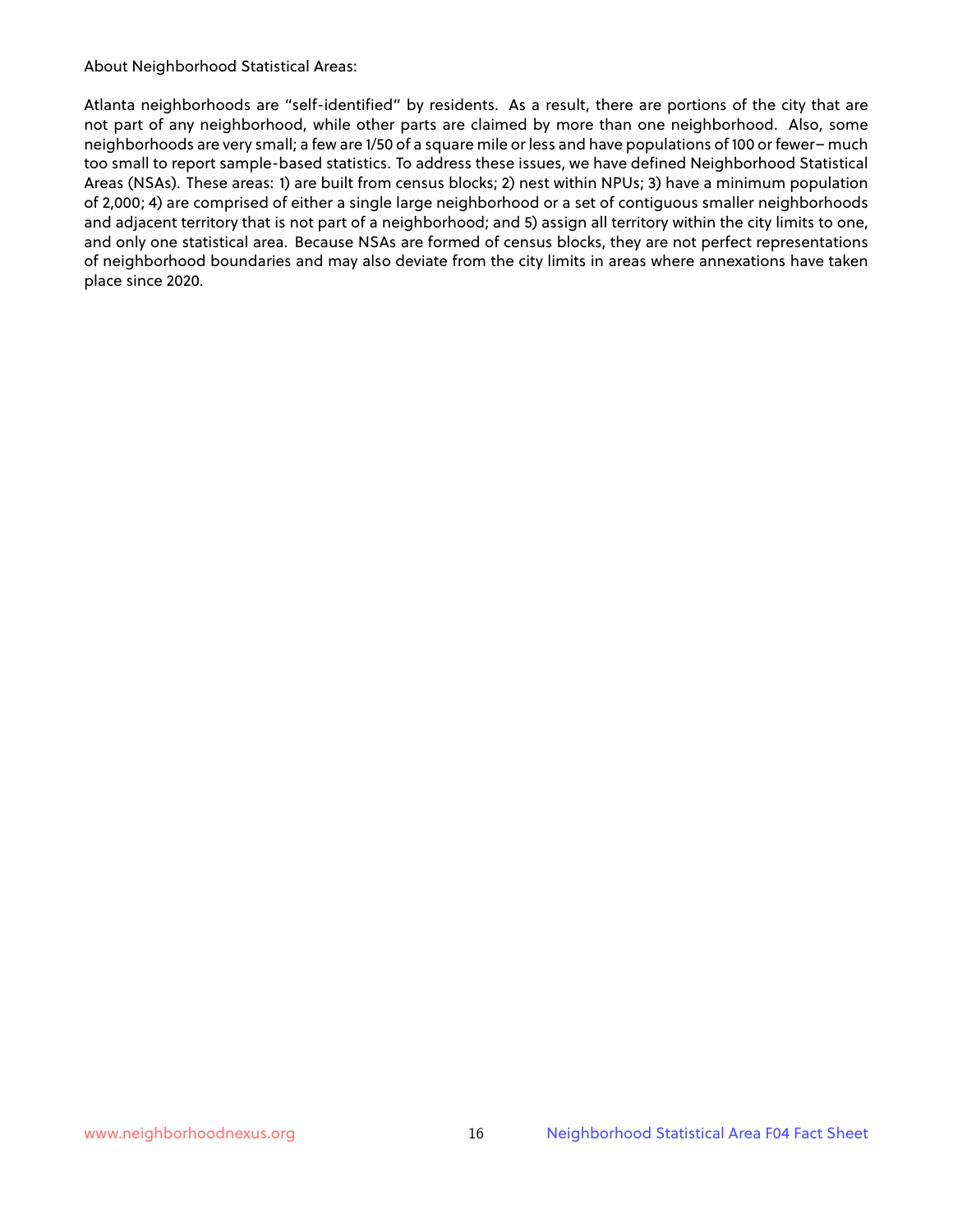About Neighborhood Statistical Areas:

Atlanta neighborhoods are "self-identified" by residents. As a result, there are portions of the city that are not part of any neighborhood, while other parts are claimed by more than one neighborhood. Also, some neighborhoods are very small; a few are 1/50 of a square mile or less and have populations of 100 or fewer– much too small to report sample-based statistics. To address these issues, we have defined Neighborhood Statistical Areas (NSAs). These areas: 1) are built from census blocks; 2) nest within NPUs; 3) have a minimum population of 2,000; 4) are comprised of either a single large neighborhood or a set of contiguous smaller neighborhoods and adjacent territory that is not part of a neighborhood; and 5) assign all territory within the city limits to one, and only one statistical area. Because NSAs are formed of census blocks, they are not perfect representations of neighborhood boundaries and may also deviate from the city limits in areas where annexations have taken place since 2020.